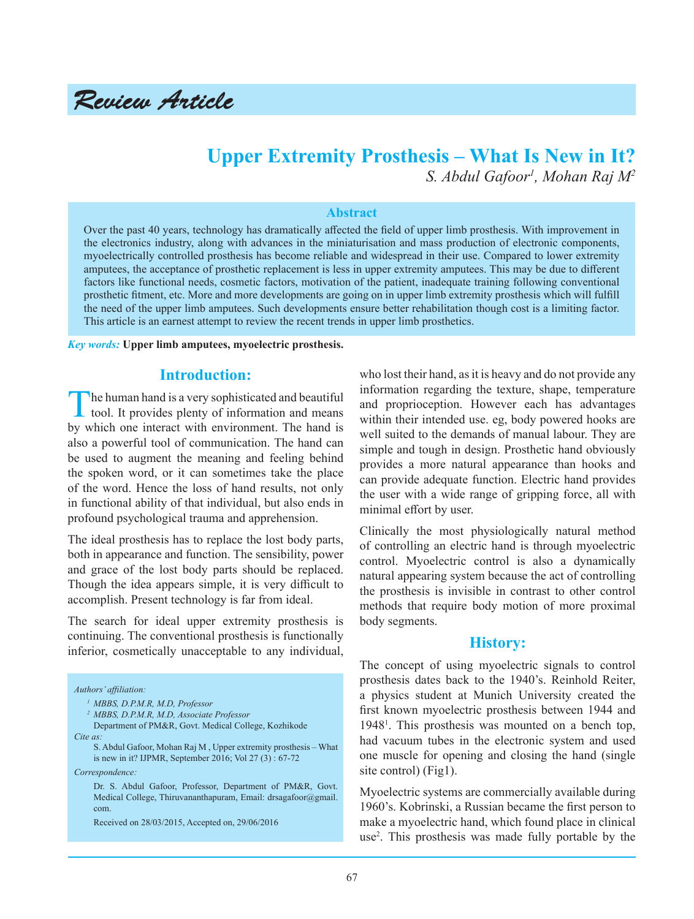*Review Article*

# Upper Extremity Prosthesis – What Is New in It?

*S. Abdul Gafoor[1], Mohan Raj M[2]*

## Abstract

Over the past 40 years, technology has dramatically affected the field of upper limb prosthesis. With improvement in the electronics industry, along with advances in the miniaturisation and mass production of electronic components, myoelectrically controlled prosthesis has become reliable and widespread in their use. Compared to lower extremity amputees, the acceptance of prosthetic replacement is less in upper extremity amputees. This may be due to different factors like functional needs, cosmetic factors, motivation of the patient, inadequate training following conventional prosthetic fitment, etc. More and more developments are going on in upper limb extremity prosthesis which will fulfill the need of the upper limb amputees. Such developments ensure better rehabilitation though cost is a limiting factor. This article is an earnest attempt to review the recent trends in upper limb prosthetics.

*Key words:* **Upper limb amputees, myoelectric prosthesis.**

## Introduction:

The human hand is a very sophisticated and beautiful tool. It provides plenty of information and means by which one interact with environment. The hand is also a powerful tool of communication. The hand can be used to augment the meaning and feeling behind the spoken word, or it can sometimes take the place of the word. Hence the loss of hand results, not only in functional ability of that individual, but also ends in profound psychological trauma and apprehension.

The ideal prosthesis has to replace the lost body parts, both in appearance and function. The sensibility, power and grace of the lost body parts should be replaced. Though the idea appears simple, it is very difficult to accomplish. Present technology is far from ideal.

The search for ideal upper extremity prosthesis is continuing. The conventional prosthesis is functionally inferior, cosmetically unacceptable to any individual, who lost their hand, as it is heavy and do not provide any information regarding the texture, shape, temperature and proprioception. However each has advantages within their intended use. eg, body powered hooks are well suited to the demands of manual labour. They are simple and tough in design. Prosthetic hand obviously provides a more natural appearance than hooks and can provide adequate function. Electric hand provides the user with a wide range of gripping force, all with minimal effort by user.

Clinically the most physiologically natural method of controlling an electric hand is through myoelectric control. Myoelectric control is also a dynamically natural appearing system because the act of controlling the prosthesis is invisible in contrast to other control methods that require body motion of more proximal body segments.

## History:

The concept of using myoelectric signals to control prosthesis dates back to the 1940's. Reinhold Reiter, a physics student at Munich University created the first known myoelectric prosthesis between 1944 and 1948[1]. This prosthesis was mounted on a bench top, had vacuum tubes in the electronic system and used one muscle for opening and closing the hand (single site control) (Fig1).

Myoelectric systems are commercially available during 1960's. Kobrinski, a Russian became the first person to make a myoelectric hand, which found place in clinical use[2]. This prosthesis was made fully portable by the

---

*Authors' affiliation:*

[1] MBBS, D.P.M.R, M.D, Professor

[2] MBBS, D.P.M.R, M.D, Associate Professor

Department of PM&R, Govt. Medical College, Kozhikode

*Cite as:*

S. Abdul Gafoor, Mohan Raj M , Upper extremity prosthesis – What is new in it? IJPMR, September 2016; Vol 27 (3) : 67-72

*Correspondence:*

Dr. S. Abdul Gafoor, Professor, Department of PM&R, Govt. Medical College, Thiruvananthapuram, Email: drsagafoor@gmail.com.

Received on 28/03/2015, Accepted on, 29/06/2016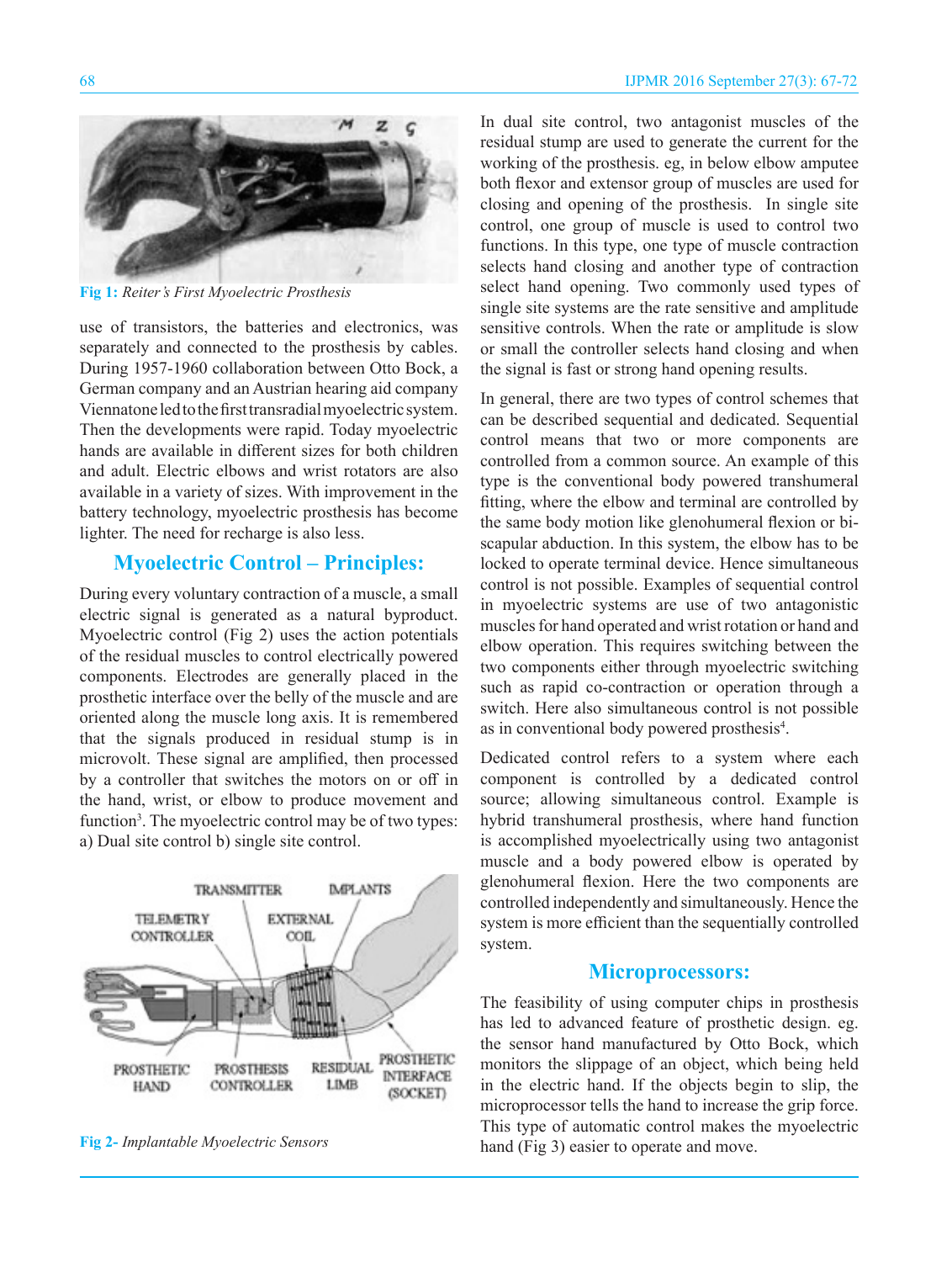Fig 1: *Reiter's First Myoelectric Prosthesis*

use of transistors, the batteries and electronics, was separately and connected to the prosthesis by cables. During 1957-1960 collaboration between Otto Bock, a German company and an Austrian hearing aid company Viennatone led to the first transradial myoelectric system. Then the developments were rapid. Today myoelectric hands are available in different sizes for both children and adult. Electric elbows and wrist rotators are also available in a variety of sizes. With improvement in the battery technology, myoelectric prosthesis has become lighter. The need for recharge is also less.

## Myoelectric Control – Principles:

During every voluntary contraction of a muscle, a small electric signal is generated as a natural byproduct. Myoelectric control (Fig 2) uses the action potentials of the residual muscles to control electrically powered components. Electrodes are generally placed in the prosthetic interface over the belly of the muscle and are oriented along the muscle long axis. It is remembered that the signals produced in residual stump is in microvolt. These signal are amplified, then processed by a controller that switches the motors on or off in the hand, wrist, or elbow to produce movement and function[3]. The myoelectric control may be of two types: a) Dual site control b) single site control.

Fig 2- *Implantable Myoelectric Sensors*

In dual site control, two antagonist muscles of the residual stump are used to generate the current for the working of the prosthesis. eg, in below elbow amputee both flexor and extensor group of muscles are used for closing and opening of the prosthesis. In single site control, one group of muscle is used to control two functions. In this type, one type of muscle contraction selects hand closing and another type of contraction select hand opening. Two commonly used types of single site systems are the rate sensitive and amplitude sensitive controls. When the rate or amplitude is slow or small the controller selects hand closing and when the signal is fast or strong hand opening results.

In general, there are two types of control schemes that can be described sequential and dedicated. Sequential control means that two or more components are controlled from a common source. An example of this type is the conventional body powered transhumeral fitting, where the elbow and terminal are controlled by the same body motion like glenohumeral flexion or bi-scapular abduction. In this system, the elbow has to be locked to operate terminal device. Hence simultaneous control is not possible. Examples of sequential control in myoelectric systems are use of two antagonistic muscles for hand operated and wrist rotation or hand and elbow operation. This requires switching between the two components either through myoelectric switching such as rapid co-contraction or operation through a switch. Here also simultaneous control is not possible as in conventional body powered prosthesis[4].

Dedicated control refers to a system where each component is controlled by a dedicated control source; allowing simultaneous control. Example is hybrid transhumeral prosthesis, where hand function is accomplished myoelectrically using two antagonist muscle and a body powered elbow is operated by glenohumeral flexion. Here the two components are controlled independently and simultaneously. Hence the system is more efficient than the sequentially controlled system.

## Microprocessors:

The feasibility of using computer chips in prosthesis has led to advanced feature of prosthetic design. eg. the sensor hand manufactured by Otto Bock, which monitors the slippage of an object, which being held in the electric hand. If the objects begin to slip, the microprocessor tells the hand to increase the grip force. This type of automatic control makes the myoelectric hand (Fig 3) easier to operate and move.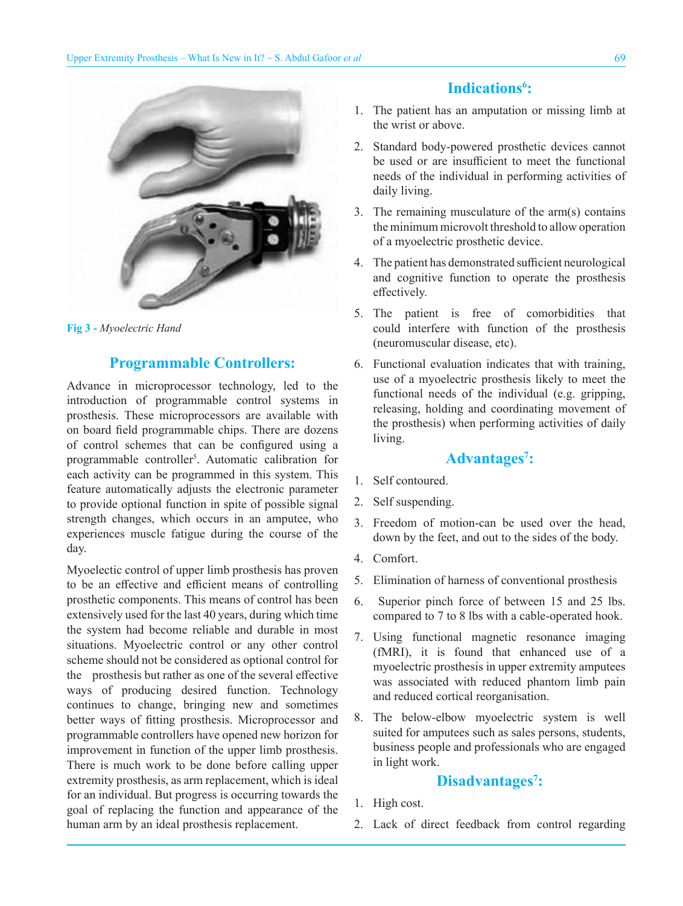Fig 3 - *Myoelectric Hand*

## Programmable Controllers:

Advance in microprocessor technology, led to the introduction of programmable control systems in prosthesis. These microprocessors are available with on board field programmable chips. There are dozens of control schemes that can be configured using a programmable controller[5]. Automatic calibration for each activity can be programmed in this system. This feature automatically adjusts the electronic parameter to provide optional function in spite of possible signal strength changes, which occurs in an amputee, who experiences muscle fatigue during the course of the day.

Myoelectic control of upper limb prosthesis has proven to be an effective and efficient means of controlling prosthetic components. This means of control has been extensively used for the last 40 years, during which time the system had become reliable and durable in most situations. Myoelectric control or any other control scheme should not be considered as optional control for the prosthesis but rather as one of the several effective ways of producing desired function. Technology continues to change, bringing new and sometimes better ways of fitting prosthesis. Microprocessor and programmable controllers have opened new horizon for improvement in function of the upper limb prosthesis. There is much work to be done before calling upper extremity prosthesis, as arm replacement, which is ideal for an individual. But progress is occurring towards the goal of replacing the function and appearance of the human arm by an ideal prosthesis replacement.

## Indications[6]:

1. The patient has an amputation or missing limb at the wrist or above.
2. Standard body-powered prosthetic devices cannot be used or are insufficient to meet the functional needs of the individual in performing activities of daily living.
3. The remaining musculature of the arm(s) contains the minimum microvolt threshold to allow operation of a myoelectric prosthetic device.
4. The patient has demonstrated sufficient neurological and cognitive function to operate the prosthesis effectively.
5. The patient is free of comorbidities that could interfere with function of the prosthesis (neuromuscular disease, etc).
6. Functional evaluation indicates that with training, use of a myoelectric prosthesis likely to meet the functional needs of the individual (e.g. gripping, releasing, holding and coordinating movement of the prosthesis) when performing activities of daily living.

## Advantages[7]:

1. Self contoured.
2. Self suspending.
3. Freedom of motion-can be used over the head, down by the feet, and out to the sides of the body.
4. Comfort.
5. Elimination of harness of conventional prosthesis
6. Superior pinch force of between 15 and 25 lbs. compared to 7 to 8 lbs with a cable-operated hook.
7. Using functional magnetic resonance imaging (fMRI), it is found that enhanced use of a myoelectric prosthesis in upper extremity amputees was associated with reduced phantom limb pain and reduced cortical reorganisation.
8. The below-elbow myoelectric system is well suited for amputees such as sales persons, students, business people and professionals who are engaged in light work.

## Disadvantages[7]:

1. High cost.
2. Lack of direct feedback from control regarding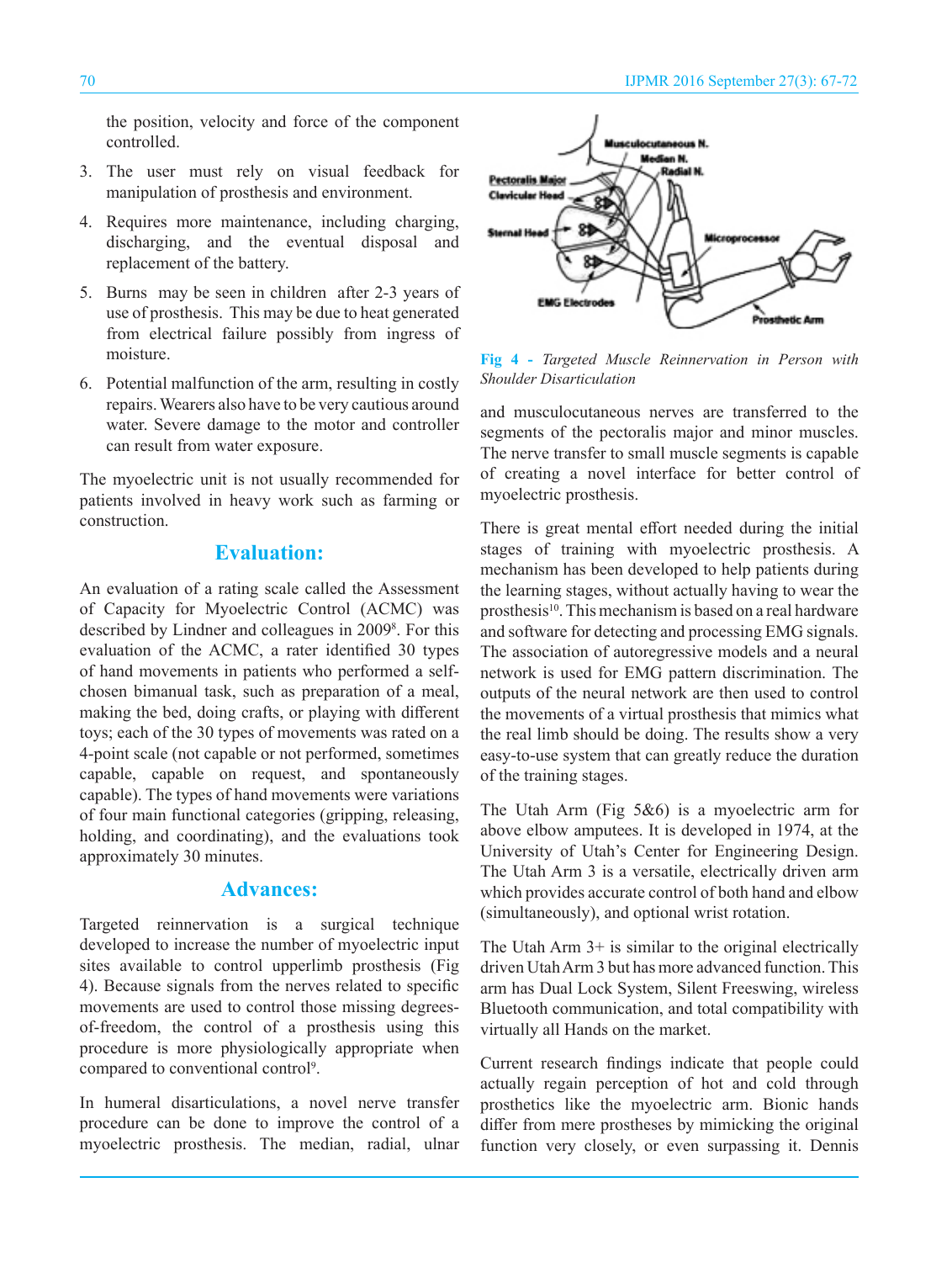the position, velocity and force of the component controlled.

3. The user must rely on visual feedback for manipulation of prosthesis and environment.
4. Requires more maintenance, including charging, discharging, and the eventual disposal and replacement of the battery.
5. Burns may be seen in children after 2-3 years of use of prosthesis. This may be due to heat generated from electrical failure possibly from ingress of moisture.
6. Potential malfunction of the arm, resulting in costly repairs. Wearers also have to be very cautious around water. Severe damage to the motor and controller can result from water exposure.

The myoelectric unit is not usually recommended for patients involved in heavy work such as farming or construction.

## Evaluation:

An evaluation of a rating scale called the Assessment of Capacity for Myoelectric Control (ACMC) was described by Lindner and colleagues in 2009[8]. For this evaluation of the ACMC, a rater identified 30 types of hand movements in patients who performed a self-chosen bimanual task, such as preparation of a meal, making the bed, doing crafts, or playing with different toys; each of the 30 types of movements was rated on a 4-point scale (not capable or not performed, sometimes capable, capable on request, and spontaneously capable). The types of hand movements were variations of four main functional categories (gripping, releasing, holding, and coordinating), and the evaluations took approximately 30 minutes.

## Advances:

Targeted reinnervation is a surgical technique developed to increase the number of myoelectric input sites available to control upperlimb prosthesis (Fig 4). Because signals from the nerves related to specific movements are used to control those missing degrees-of-freedom, the control of a prosthesis using this procedure is more physiologically appropriate when compared to conventional control[9].

In humeral disarticulations, a novel nerve transfer procedure can be done to improve the control of a myoelectric prosthesis. The median, radial, ulnar and musculocutaneous nerves are transferred to the segments of the pectoralis major and minor muscles. The nerve transfer to small muscle segments is capable of creating a novel interface for better control of myoelectric prosthesis.

**Fig 4** - *Targeted Muscle Reinnervation in Person with Shoulder Disarticulation*

There is great mental effort needed during the initial stages of training with myoelectric prosthesis. A mechanism has been developed to help patients during the learning stages, without actually having to wear the prosthesis[10]. This mechanism is based on a real hardware and software for detecting and processing EMG signals. The association of autoregressive models and a neural network is used for EMG pattern discrimination. The outputs of the neural network are then used to control the movements of a virtual prosthesis that mimics what the real limb should be doing. The results show a very easy-to-use system that can greatly reduce the duration of the training stages.

The Utah Arm (Fig 5&6) is a myoelectric arm for above elbow amputees. It is developed in 1974, at the University of Utah's Center for Engineering Design. The Utah Arm 3 is a versatile, electrically driven arm which provides accurate control of both hand and elbow (simultaneously), and optional wrist rotation.

The Utah Arm 3+ is similar to the original electrically driven Utah Arm 3 but has more advanced function. This arm has Dual Lock System, Silent Freeswing, wireless Bluetooth communication, and total compatibility with virtually all Hands on the market.

Current research findings indicate that people could actually regain perception of hot and cold through prosthetics like the myoelectric arm. Bionic hands differ from mere prostheses by mimicking the original function very closely, or even surpassing it. Dennis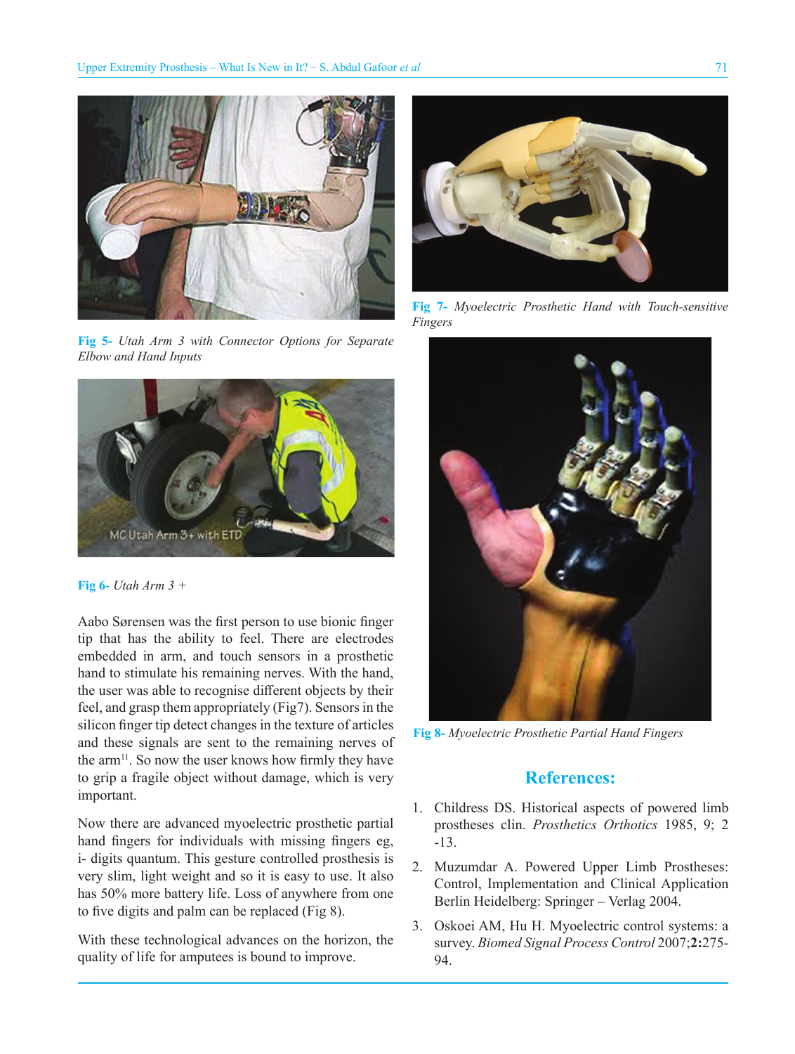Fig 5- *Utah Arm 3 with Connector Options for Separate Elbow and Hand Inputs*

Fig 6- *Utah Arm 3 +*

Aabo Sørensen was the first person to use bionic finger tip that has the ability to feel. There are electrodes embedded in arm, and touch sensors in a prosthetic hand to stimulate his remaining nerves. With the hand, the user was able to recognise different objects by their feel, and grasp them appropriately (Fig7). Sensors in the silicon finger tip detect changes in the texture of articles and these signals are sent to the remaining nerves of the arm[11]. So now the user knows how firmly they have to grip a fragile object without damage, which is very important.

Now there are advanced myoelectric prosthetic partial hand fingers for individuals with missing fingers eg, i- digits quantum. This gesture controlled prosthesis is very slim, light weight and so it is easy to use. It also has 50% more battery life. Loss of anywhere from one to five digits and palm can be replaced (Fig 8).

With these technological advances on the horizon, the quality of life for amputees is bound to improve.

Fig 7- *Myoelectric Prosthetic Hand with Touch-sensitive Fingers*

Fig 8- *Myoelectric Prosthetic Partial Hand Fingers*

## References:

1. Childress DS. Historical aspects of powered limb prostheses clin. *Prosthetics Orthotics* 1985, 9; 2 -13.
2. Muzumdar A. Powered Upper Limb Prostheses: Control, Implementation and Clinical Application Berlin Heidelberg: Springer – Verlag 2004.
3. Oskoei AM, Hu H. Myoelectric control systems: a survey. *Biomed Signal Process Control* 2007;**2:**275-94.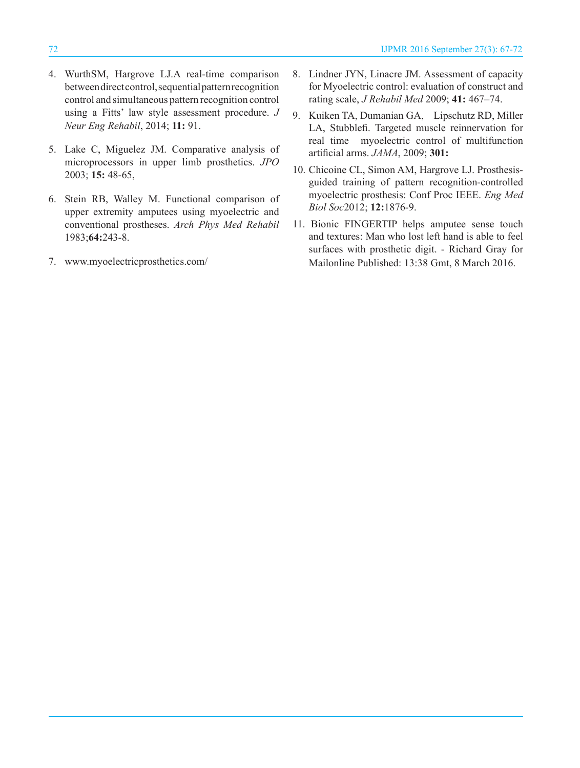4. WurthSM, Hargrove LJ.A real-time comparison between direct control, sequential pattern recognition control and simultaneous pattern recognition control using a Fitts' law style assessment procedure. *J Neur Eng Rehabil*, 2014; **11:** 91.

5. Lake C, Miguelez JM. Comparative analysis of microprocessors in upper limb prosthetics. *JPO* 2003; **15:** 48-65,

6. Stein RB, Walley M. Functional comparison of upper extremity amputees using myoelectric and conventional prostheses. *Arch Phys Med Rehabil* 1983;**64:**243-8.

7. www.myoelectricprosthetics.com/

8. Lindner JYN, Linacre JM. Assessment of capacity for Myoelectric control: evaluation of construct and rating scale, *J Rehabil Med* 2009; **41:** 467–74.

9. Kuiken TA, Dumanian GA, Lipschutz RD, Miller LA, Stubblefi. Targeted muscle reinnervation for real time myoelectric control of multifunction artificial arms. *JAMA*, 2009; **301:**

10. Chicoine CL, Simon AM, Hargrove LJ. Prosthesis-guided training of pattern recognition-controlled myoelectric prosthesis: Conf Proc IEEE. *Eng Med Biol Soc*2012; **12:**1876-9.

11. Bionic FINGERTIP helps amputee sense touch and textures: Man who lost left hand is able to feel surfaces with prosthetic digit. - Richard Gray for Mailonline Published: 13:38 Gmt, 8 March 2016.